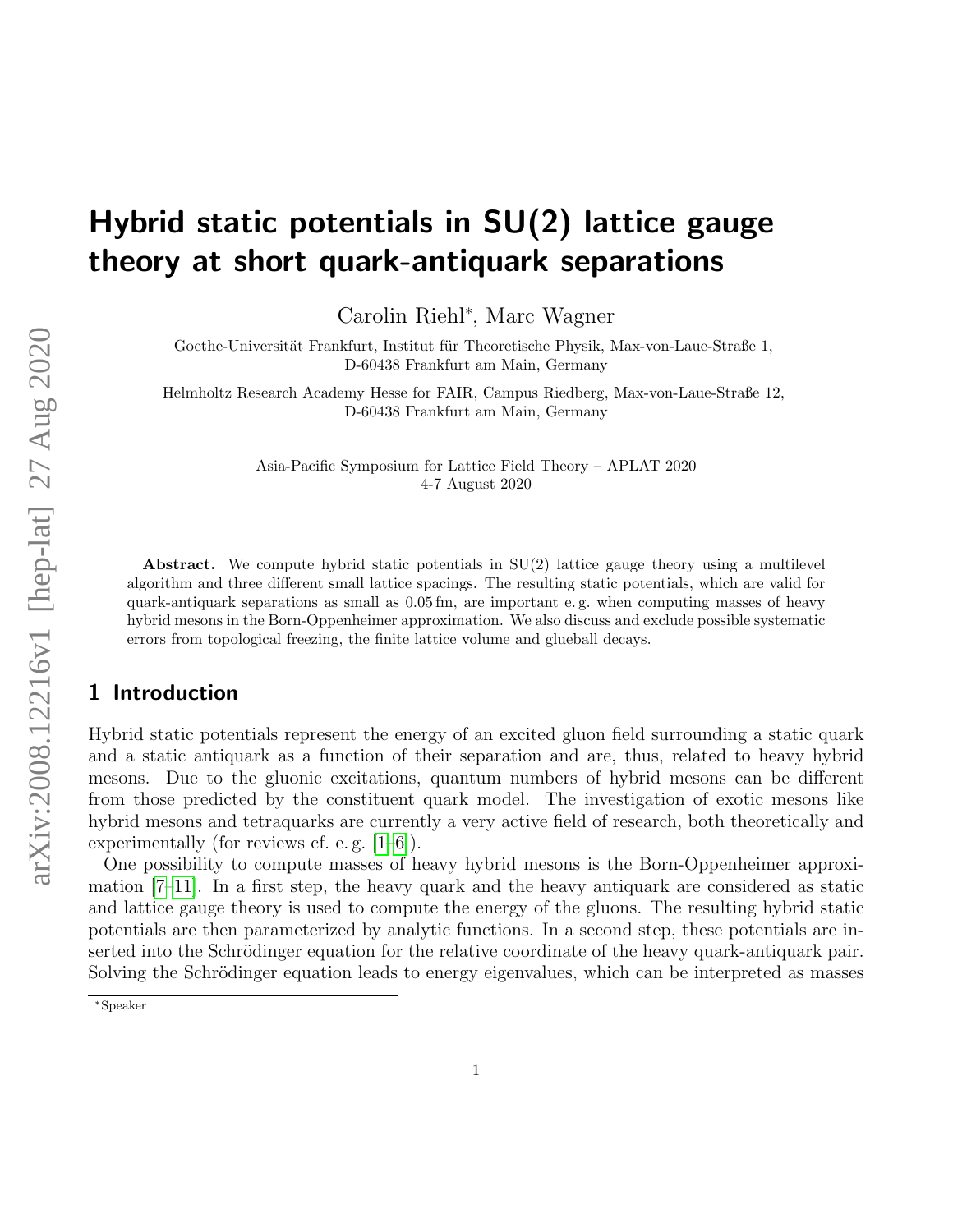# Hybrid static potentials in SU(2) lattice gauge theory at short quark-antiquark separations

Carolin Riehl*, Marc Wagner

Goethe-Universität Frankfurt, Institut für Theoretische Physik, Max-von-Laue-Straße 1, D-60438 Frankfurt am Main, Germany

Helmholtz Research Academy Hesse for FAIR, Campus Riedberg, Max-von-Laue-Straße 12, D-60438 Frankfurt am Main, Germany

Asia-Pacific Symposium for Lattice Field Theory – APLAT 2020
4-7 August 2020

**Abstract.** We compute hybrid static potentials in SU(2) lattice gauge theory using a multilevel algorithm and three different small lattice spacings. The resulting static potentials, which are valid for quark-antiquark separations as small as 0.05 fm, are important e. g. when computing masses of heavy hybrid mesons in the Born-Oppenheimer approximation. We also discuss and exclude possible systematic errors from topological freezing, the finite lattice volume and glueball decays.

## 1 Introduction

Hybrid static potentials represent the energy of an excited gluon field surrounding a static quark and a static antiquark as a function of their separation and are, thus, related to heavy hybrid mesons. Due to the gluonic excitations, quantum numbers of hybrid mesons can be different from those predicted by the constituent quark model. The investigation of exotic mesons like hybrid mesons and tetraquarks are currently a very active field of research, both theoretically and experimentally (for reviews cf. e. g. [1–6]).

One possibility to compute masses of heavy hybrid mesons is the Born-Oppenheimer approximation [7–11]. In a first step, the heavy quark and the heavy antiquark are considered as static and lattice gauge theory is used to compute the energy of the gluons. The resulting hybrid static potentials are then parameterized by analytic functions. In a second step, these potentials are inserted into the Schrödinger equation for the relative coordinate of the heavy quark-antiquark pair. Solving the Schrödinger equation leads to energy eigenvalues, which can be interpreted as masses

*Speaker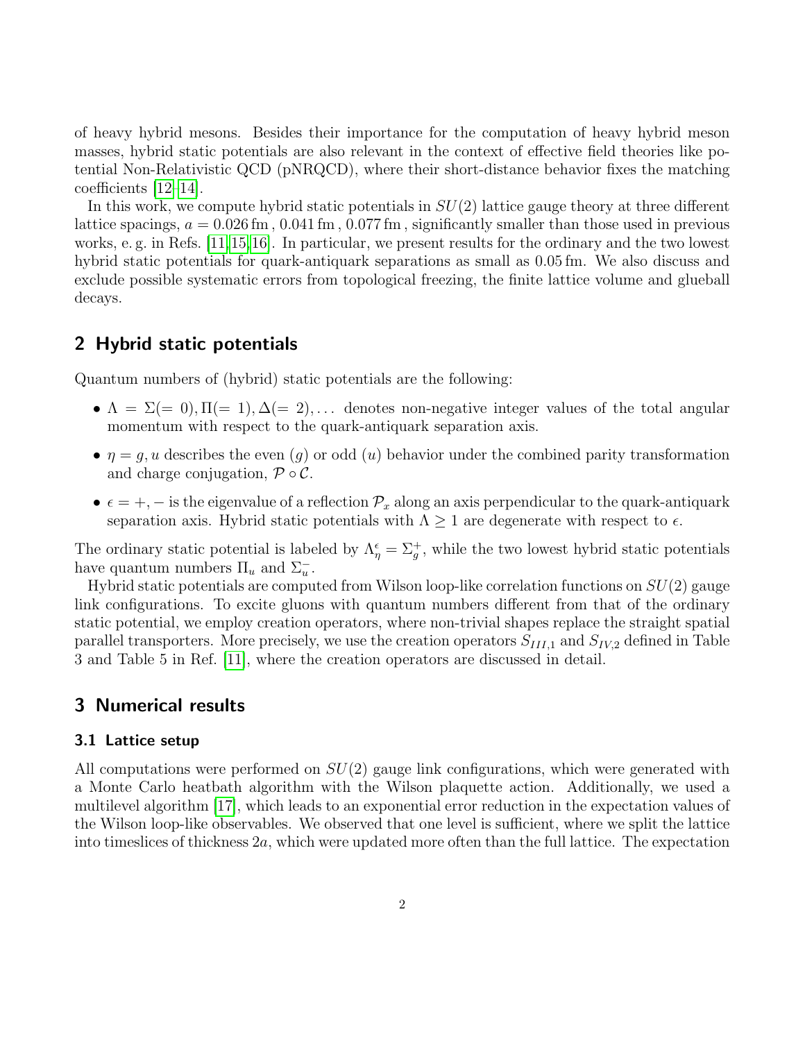of heavy hybrid mesons. Besides their importance for the computation of heavy hybrid meson masses, hybrid static potentials are also relevant in the context of effective field theories like potential Non-Relativistic QCD (pNRQCD), where their short-distance behavior fixes the matching coefficients [12–14].

In this work, we compute hybrid static potentials in $SU(2)$ lattice gauge theory at three different lattice spacings, $a = 0.026\,\text{fm}$, $0.041\,\text{fm}$, $0.077\,\text{fm}$, significantly smaller than those used in previous works, e. g. in Refs. [11,15,16]. In particular, we present results for the ordinary and the two lowest hybrid static potentials for quark-antiquark separations as small as $0.05\,\text{fm}$. We also discuss and exclude possible systematic errors from topological freezing, the finite lattice volume and glueball decays.

## 2 Hybrid static potentials

Quantum numbers of (hybrid) static potentials are the following:

- $\Lambda = \Sigma(= 0), \Pi(= 1), \Delta(= 2), \ldots$ denotes non-negative integer values of the total angular momentum with respect to the quark-antiquark separation axis.
- $\eta = g, u$ describes the even ($g$) or odd ($u$) behavior under the combined parity transformation and charge conjugation, $\mathcal{P} \circ \mathcal{C}$.
- $\epsilon = +, -$ is the eigenvalue of a reflection $\mathcal{P}_x$ along an axis perpendicular to the quark-antiquark separation axis. Hybrid static potentials with $\Lambda \geq 1$ are degenerate with respect to $\epsilon$.

The ordinary static potential is labeled by $\Lambda_\eta^\epsilon = \Sigma_g^+$, while the two lowest hybrid static potentials have quantum numbers $\Pi_u$ and $\Sigma_u^-$.

Hybrid static potentials are computed from Wilson loop-like correlation functions on $SU(2)$ gauge link configurations. To excite gluons with quantum numbers different from that of the ordinary static potential, we employ creation operators, where non-trivial shapes replace the straight spatial parallel transporters. More precisely, we use the creation operators $S_{III,1}$ and $S_{IV,2}$ defined in Table 3 and Table 5 in Ref. [11], where the creation operators are discussed in detail.

## 3 Numerical results

### 3.1 Lattice setup

All computations were performed on $SU(2)$ gauge link configurations, which were generated with a Monte Carlo heatbath algorithm with the Wilson plaquette action. Additionally, we used a multilevel algorithm [17], which leads to an exponential error reduction in the expectation values of the Wilson loop-like observables. We observed that one level is sufficient, where we split the lattice into timeslices of thickness $2a$, which were updated more often than the full lattice. The expectation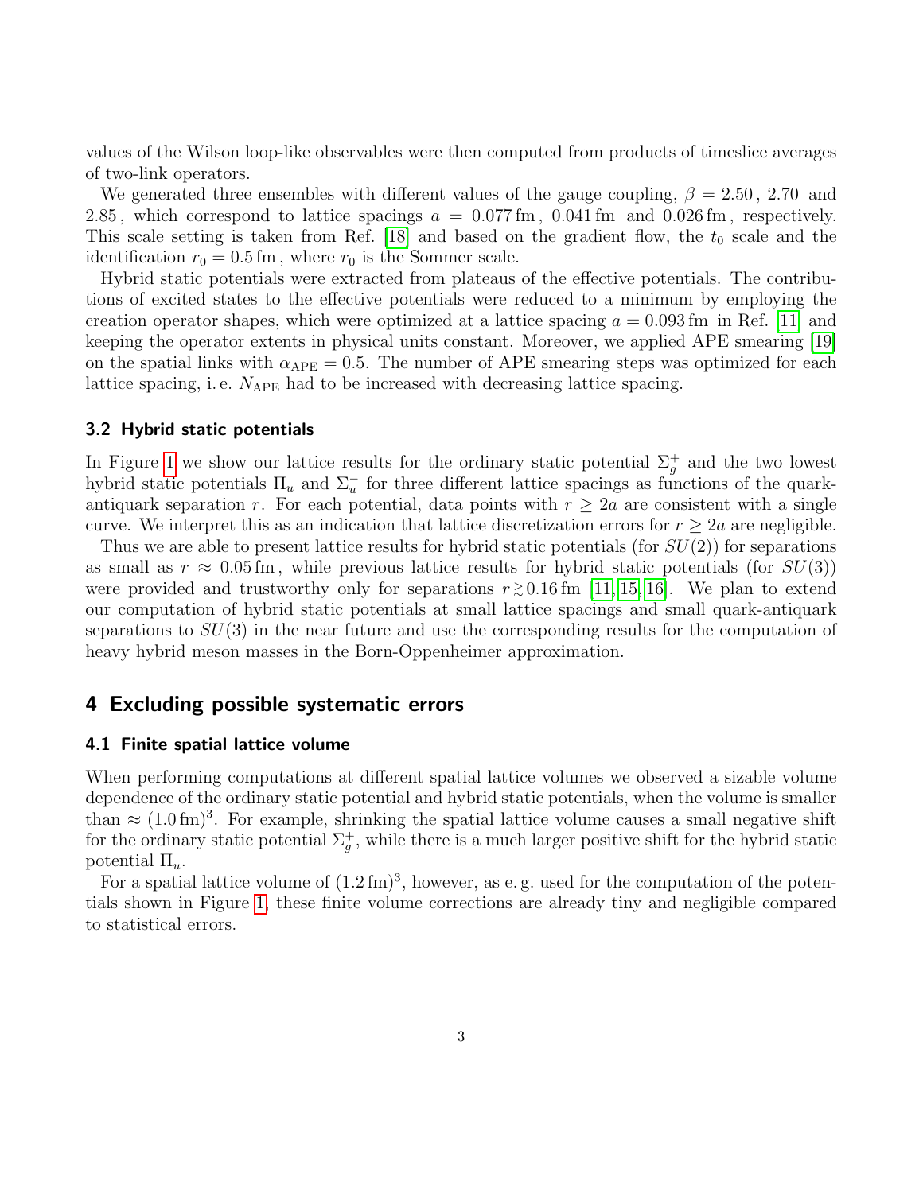values of the Wilson loop-like observables were then computed from products of timeslice averages of two-link operators.

We generated three ensembles with different values of the gauge coupling, $\beta = 2.50$, $2.70$ and $2.85$, which correspond to lattice spacings $a = 0.077\,\text{fm}$, $0.041\,\text{fm}$ and $0.026\,\text{fm}$, respectively. This scale setting is taken from Ref. [18] and based on the gradient flow, the $t_0$ scale and the identification $r_0 = 0.5\,\text{fm}$, where $r_0$ is the Sommer scale.

Hybrid static potentials were extracted from plateaus of the effective potentials. The contributions of excited states to the effective potentials were reduced to a minimum by employing the creation operator shapes, which were optimized at a lattice spacing $a = 0.093\,\text{fm}$ in Ref. [11] and keeping the operator extents in physical units constant. Moreover, we applied APE smearing [19] on the spatial links with $\alpha_{\text{APE}} = 0.5$. The number of APE smearing steps was optimized for each lattice spacing, i. e. $N_{\text{APE}}$ had to be increased with decreasing lattice spacing.

### 3.2 Hybrid static potentials

In Figure 1 we show our lattice results for the ordinary static potential $\Sigma_g^+$ and the two lowest hybrid static potentials $\Pi_u$ and $\Sigma_u^-$ for three different lattice spacings as functions of the quark-antiquark separation $r$. For each potential, data points with $r \geq 2a$ are consistent with a single curve. We interpret this as an indication that lattice discretization errors for $r \geq 2a$ are negligible.

Thus we are able to present lattice results for hybrid static potentials (for $SU(2)$) for separations as small as $r \approx 0.05\,\text{fm}$, while previous lattice results for hybrid static potentials (for $SU(3)$) were provided and trustworthy only for separations $r \gtrsim 0.16\,\text{fm}$ [11, 15, 16]. We plan to extend our computation of hybrid static potentials at small lattice spacings and small quark-antiquark separations to $SU(3)$ in the near future and use the corresponding results for the computation of heavy hybrid meson masses in the Born-Oppenheimer approximation.

## 4 Excluding possible systematic errors

### 4.1 Finite spatial lattice volume

When performing computations at different spatial lattice volumes we observed a sizable volume dependence of the ordinary static potential and hybrid static potentials, when the volume is smaller than $\approx (1.0\,\text{fm})^3$. For example, shrinking the spatial lattice volume causes a small negative shift for the ordinary static potential $\Sigma_g^+$, while there is a much larger positive shift for the hybrid static potential $\Pi_u$.

For a spatial lattice volume of $(1.2\,\text{fm})^3$, however, as e. g. used for the computation of the potentials shown in Figure 1, these finite volume corrections are already tiny and negligible compared to statistical errors.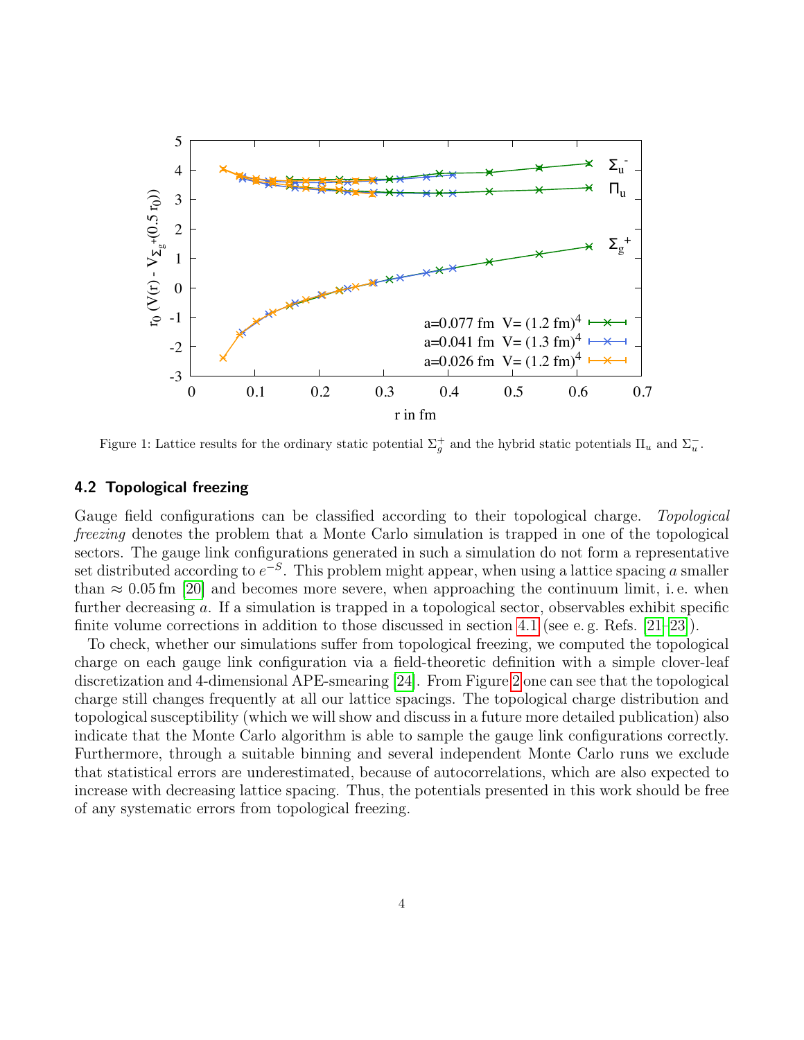Figure 1: Lattice results for the ordinary static potential $\Sigma_g^+$ and the hybrid static potentials $\Pi_u$ and $\Sigma_u^-$.

### 4.2 Topological freezing

Gauge field configurations can be classified according to their topological charge. *Topological freezing* denotes the problem that a Monte Carlo simulation is trapped in one of the topological sectors. The gauge link configurations generated in such a simulation do not form a representative set distributed according to $e^{-S}$. This problem might appear, when using a lattice spacing $a$ smaller than $\approx 0.05\,\text{fm}$ [20] and becomes more severe, when approaching the continuum limit, i. e. when further decreasing $a$. If a simulation is trapped in a topological sector, observables exhibit specific finite volume corrections in addition to those discussed in section 4.1 (see e. g. Refs. [21–23]).

To check, whether our simulations suffer from topological freezing, we computed the topological charge on each gauge link configuration via a field-theoretic definition with a simple clover-leaf discretization and 4-dimensional APE-smearing [24]. From Figure 2 one can see that the topological charge still changes frequently at all our lattice spacings. The topological charge distribution and topological susceptibility (which we will show and discuss in a future more detailed publication) also indicate that the Monte Carlo algorithm is able to sample the gauge link configurations correctly. Furthermore, through a suitable binning and several independent Monte Carlo runs we exclude that statistical errors are underestimated, because of autocorrelations, which are also expected to increase with decreasing lattice spacing. Thus, the potentials presented in this work should be free of any systematic errors from topological freezing.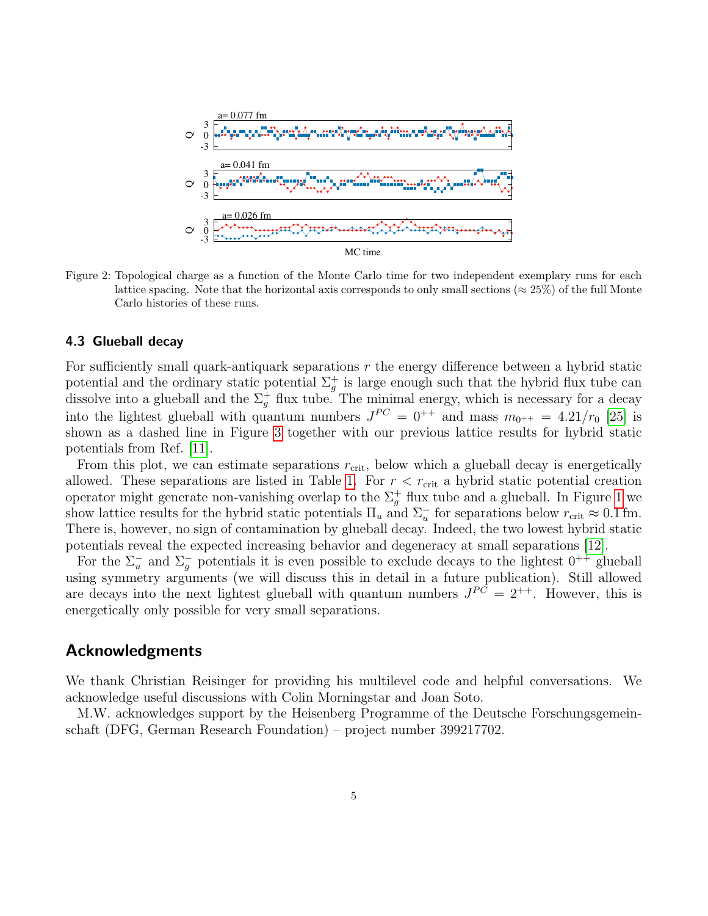Figure 2: Topological charge as a function of the Monte Carlo time for two independent exemplary runs for each lattice spacing. Note that the horizontal axis corresponds to only small sections ($\approx 25\%$) of the full Monte Carlo histories of these runs.

### 4.3 Glueball decay

For sufficiently small quark-antiquark separations $r$ the energy difference between a hybrid static potential and the ordinary static potential $\Sigma_g^+$ is large enough such that the hybrid flux tube can dissolve into a glueball and the $\Sigma_g^+$ flux tube. The minimal energy, which is necessary for a decay into the lightest glueball with quantum numbers $J^{PC} = 0^{++}$ and mass $m_{0^{++}} = 4.21/r_0$ [25] is shown as a dashed line in Figure 3 together with our previous lattice results for hybrid static potentials from Ref. [11].

From this plot, we can estimate separations $r_{\text{crit}}$, below which a glueball decay is energetically allowed. These separations are listed in Table 1. For $r < r_{\text{crit}}$ a hybrid static potential creation operator might generate non-vanishing overlap to the $\Sigma_g^+$ flux tube and a glueball. In Figure 1 we show lattice results for the hybrid static potentials $\Pi_u$ and $\Sigma_u^-$ for separations below $r_{\text{crit}} \approx 0.1\,\text{fm}$. There is, however, no sign of contamination by glueball decay. Indeed, the two lowest hybrid static potentials reveal the expected increasing behavior and degeneracy at small separations [12].

For the $\Sigma_u^-$ and $\Sigma_g^-$ potentials it is even possible to exclude decays to the lightest $0^{++}$ glueball using symmetry arguments (we will discuss this in detail in a future publication). Still allowed are decays into the next lightest glueball with quantum numbers $J^{PC} = 2^{++}$. However, this is energetically only possible for very small separations.

## Acknowledgments

We thank Christian Reisinger for providing his multilevel code and helpful conversations. We acknowledge useful discussions with Colin Morningstar and Joan Soto.

M.W. acknowledges support by the Heisenberg Programme of the Deutsche Forschungsgemeinschaft (DFG, German Research Foundation) – project number 399217702.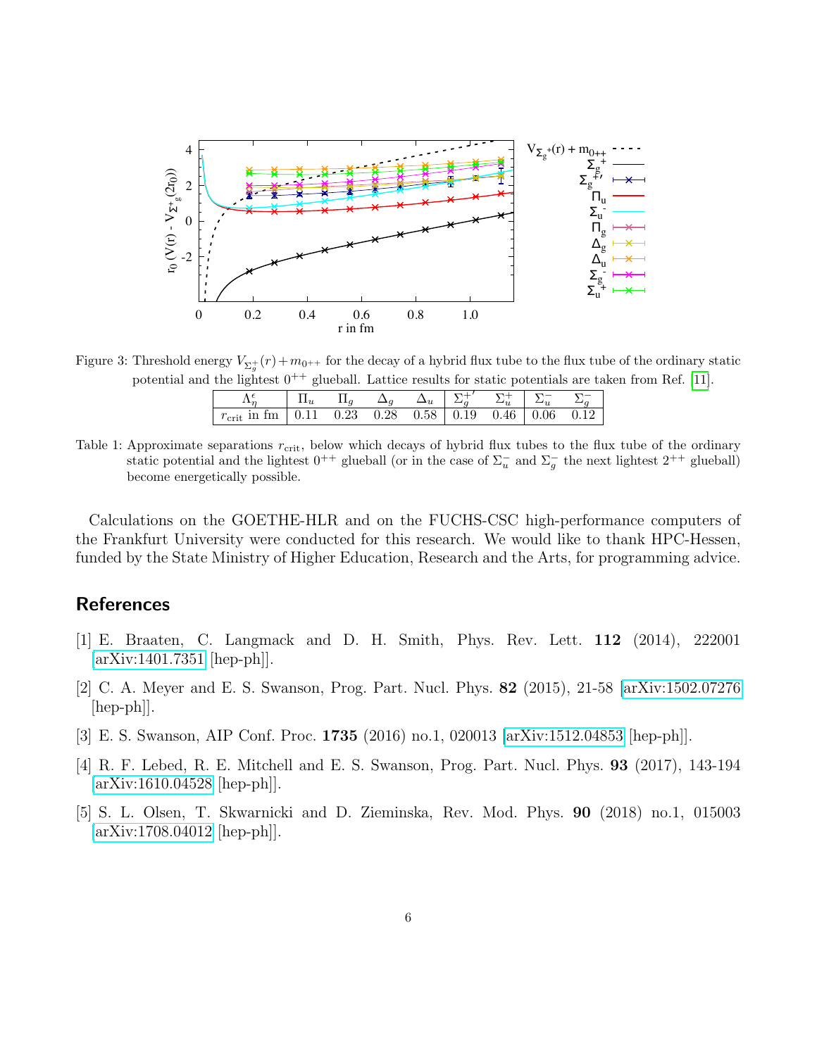Figure 3: Threshold energy $V_{\Sigma_g^+}(r) + m_{0^{++}}$ for the decay of a hybrid flux tube to the flux tube of the ordinary static potential and the lightest $0^{++}$ glueball. Lattice results for static potentials are taken from Ref. [11].

| $\Lambda_\eta^\epsilon$ | $\Pi_u$ | $\Pi_g$ | $\Delta_g$ | $\Delta_u$ | $\Sigma_g^{+\prime}$ | $\Sigma_u^+$ | $\Sigma_u^-$ | $\Sigma_g^-$ |
|---|---|---|---|---|---|---|---|---|
| $r_\text{crit}$ in fm | 0.11 | 0.23 | 0.28 | 0.58 | 0.19 | 0.46 | 0.06 | 0.12 |

Table 1: Approximate separations $r_\text{crit}$, below which decays of hybrid flux tubes to the flux tube of the ordinary static potential and the lightest $0^{++}$ glueball (or in the case of $\Sigma_u^-$ and $\Sigma_g^-$ the next lightest $2^{++}$ glueball) become energetically possible.

Calculations on the GOETHE-HLR and on the FUCHS-CSC high-performance computers of the Frankfurt University were conducted for this research. We would like to thank HPC-Hessen, funded by the State Ministry of Higher Education, Research and the Arts, for programming advice.

## References

[1] E. Braaten, C. Langmack and D. H. Smith, Phys. Rev. Lett. **112** (2014), 222001 [arXiv:1401.7351 [hep-ph]].

[2] C. A. Meyer and E. S. Swanson, Prog. Part. Nucl. Phys. **82** (2015), 21-58 [arXiv:1502.07276 [hep-ph]].

[3] E. S. Swanson, AIP Conf. Proc. **1735** (2016) no.1, 020013 [arXiv:1512.04853 [hep-ph]].

[4] R. F. Lebed, R. E. Mitchell and E. S. Swanson, Prog. Part. Nucl. Phys. **93** (2017), 143-194 [arXiv:1610.04528 [hep-ph]].

[5] S. L. Olsen, T. Skwarnicki and D. Zieminska, Rev. Mod. Phys. **90** (2018) no.1, 015003 [arXiv:1708.04012 [hep-ph]].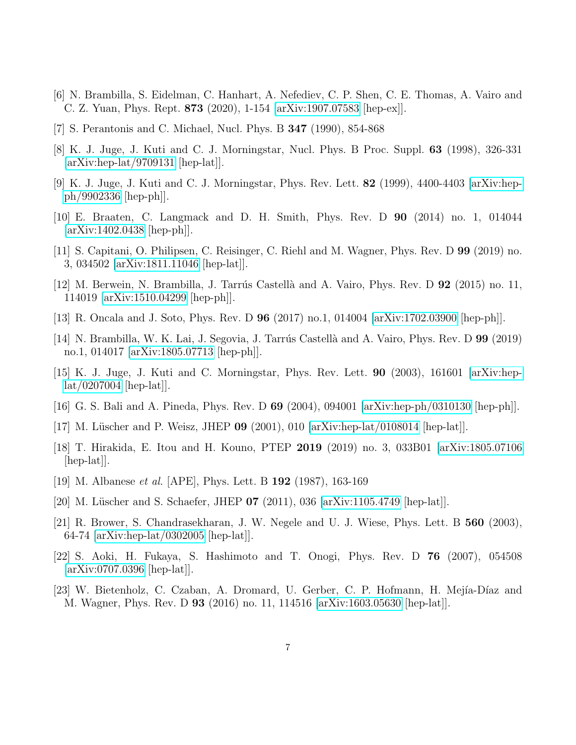[6] N. Brambilla, S. Eidelman, C. Hanhart, A. Nefediev, C. P. Shen, C. E. Thomas, A. Vairo and C. Z. Yuan, Phys. Rept. **873** (2020), 1-154 [arXiv:1907.07583 [hep-ex]].

[7] S. Perantonis and C. Michael, Nucl. Phys. B **347** (1990), 854-868

[8] K. J. Juge, J. Kuti and C. J. Morningstar, Nucl. Phys. B Proc. Suppl. **63** (1998), 326-331 [arXiv:hep-lat/9709131 [hep-lat]].

[9] K. J. Juge, J. Kuti and C. J. Morningstar, Phys. Rev. Lett. **82** (1999), 4400-4403 [arXiv:hep-ph/9902336 [hep-ph]].

[10] E. Braaten, C. Langmack and D. H. Smith, Phys. Rev. D **90** (2014) no. 1, 014044 [arXiv:1402.0438 [hep-ph]].

[11] S. Capitani, O. Philipsen, C. Reisinger, C. Riehl and M. Wagner, Phys. Rev. D **99** (2019) no. 3, 034502 [arXiv:1811.11046 [hep-lat]].

[12] M. Berwein, N. Brambilla, J. Tarrús Castellà and A. Vairo, Phys. Rev. D **92** (2015) no. 11, 114019 [arXiv:1510.04299 [hep-ph]].

[13] R. Oncala and J. Soto, Phys. Rev. D **96** (2017) no.1, 014004 [arXiv:1702.03900 [hep-ph]].

[14] N. Brambilla, W. K. Lai, J. Segovia, J. Tarrús Castellà and A. Vairo, Phys. Rev. D **99** (2019) no.1, 014017 [arXiv:1805.07713 [hep-ph]].

[15] K. J. Juge, J. Kuti and C. Morningstar, Phys. Rev. Lett. **90** (2003), 161601 [arXiv:hep-lat/0207004 [hep-lat]].

[16] G. S. Bali and A. Pineda, Phys. Rev. D **69** (2004), 094001 [arXiv:hep-ph/0310130 [hep-ph]].

[17] M. Lüscher and P. Weisz, JHEP **09** (2001), 010 [arXiv:hep-lat/0108014 [hep-lat]].

[18] T. Hirakida, E. Itou and H. Kouno, PTEP **2019** (2019) no. 3, 033B01 [arXiv:1805.07106 [hep-lat]].

[19] M. Albanese *et al.* [APE], Phys. Lett. B **192** (1987), 163-169

[20] M. Lüscher and S. Schaefer, JHEP **07** (2011), 036 [arXiv:1105.4749 [hep-lat]].

[21] R. Brower, S. Chandrasekharan, J. W. Negele and U. J. Wiese, Phys. Lett. B **560** (2003), 64-74 [arXiv:hep-lat/0302005 [hep-lat]].

[22] S. Aoki, H. Fukaya, S. Hashimoto and T. Onogi, Phys. Rev. D **76** (2007), 054508 [arXiv:0707.0396 [hep-lat]].

[23] W. Bietenholz, C. Czaban, A. Dromard, U. Gerber, C. P. Hofmann, H. Mejía-Díaz and M. Wagner, Phys. Rev. D **93** (2016) no. 11, 114516 [arXiv:1603.05630 [hep-lat]].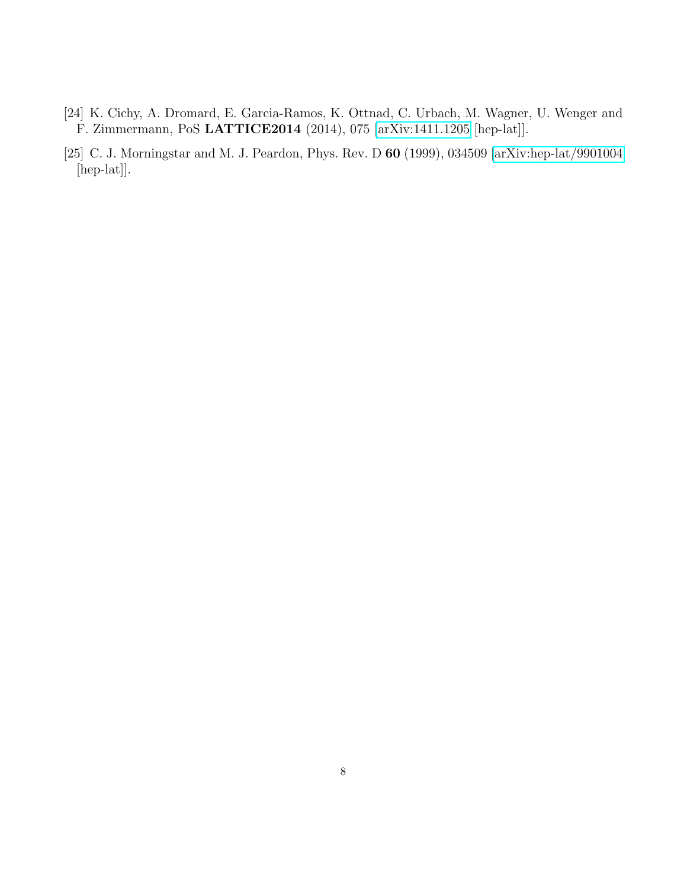[24] K. Cichy, A. Dromard, E. Garcia-Ramos, K. Ottnad, C. Urbach, M. Wagner, U. Wenger and F. Zimmermann, PoS **LATTICE2014** (2014), 075 [arXiv:1411.1205 [hep-lat]].

[25] C. J. Morningstar and M. J. Peardon, Phys. Rev. D **60** (1999), 034509 [arXiv:hep-lat/9901004 [hep-lat]].